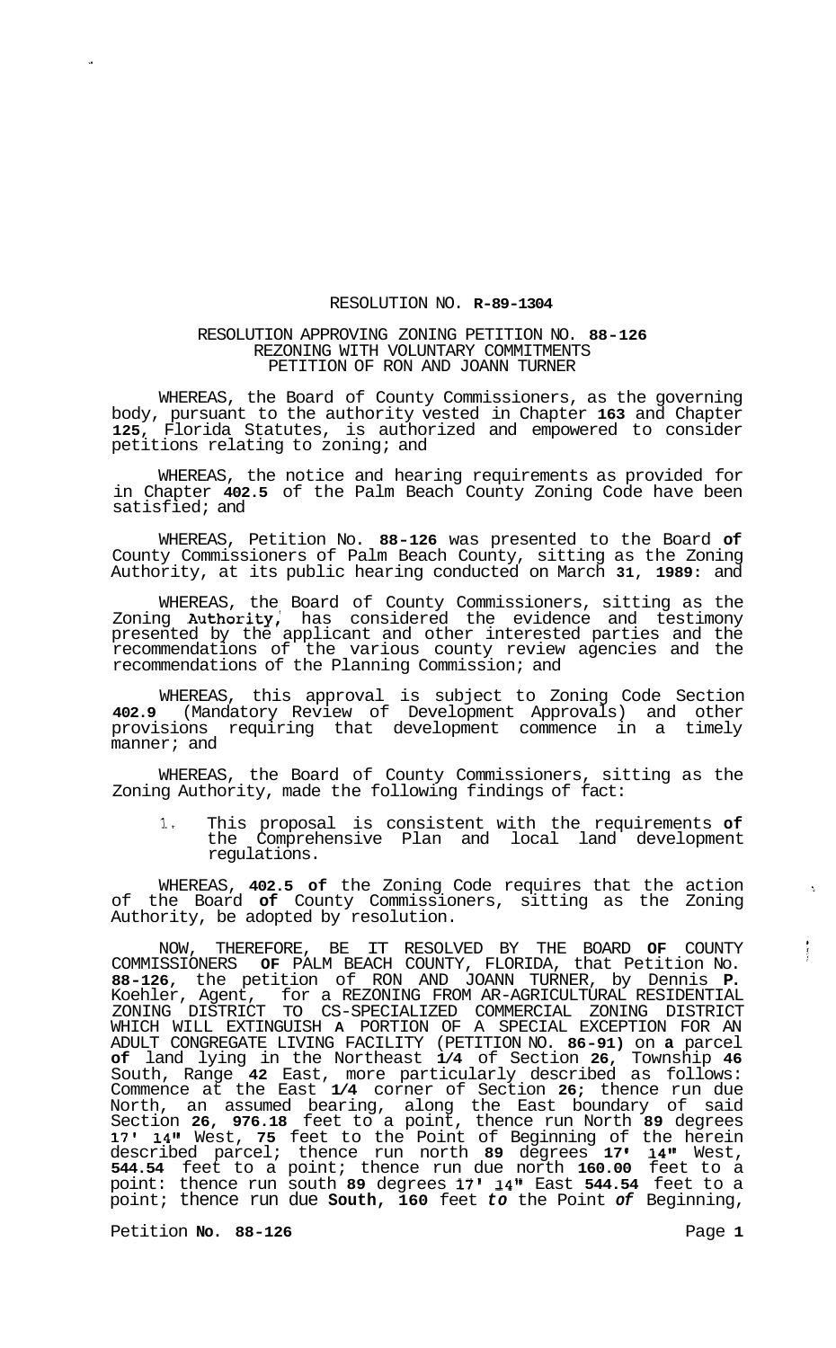RESOLUTION NO. **R-89-1304**

RESOLUTION APPROVING ZONING PETITION NO. **88-126**
REZONING WITH VOLUNTARY COMMITMENTS
PETITION OF RON AND JOANN TURNER

WHEREAS, the Board of County Commissioners, as the governing body, pursuant to the authority vested in Chapter **163** and Chapter **125**, Florida Statutes, is authorized and empowered to consider petitions relating to zoning; and

WHEREAS, the notice and hearing requirements as provided for in Chapter **402.5** of the Palm Beach County Zoning Code have been satisfied; and

WHEREAS, Petition No. **88-126** was presented to the Board **of** County Commissioners of Palm Beach County, sitting as the Zoning Authority, at its public hearing conducted on March **31**, **1989:** and

WHEREAS, the Board of County Commissioners, sitting as the Zoning Authority, has considered the evidence and testimony presented by the applicant and other interested parties and the recommendations of the various county review agencies and the recommendations of the Planning Commission; and

WHEREAS, this approval is subject to Zoning Code Section **402.9** (Mandatory Review of Development Approvals) and other provisions requiring that development commence in a timely manner; and

WHEREAS, the Board of County Commissioners, sitting as the Zoning Authority, made the following findings of fact:

1. This proposal is consistent with the requirements **of** the Comprehensive Plan and local land development regulations.

WHEREAS, **402.5 of** the Zoning Code requires that the action of the Board **of** County Commissioners, sitting as the Zoning Authority, be adopted by resolution.

NOW, THEREFORE, BE IT RESOLVED BY THE BOARD **OF** COUNTY COMMISSIONERS **OF** PALM BEACH COUNTY, FLORIDA, that Petition No. **88-126,** the petition of RON AND JOANN TURNER, by Dennis **P.** Koehler, Agent, for a REZONING FROM AR-AGRICULTURAL RESIDENTIAL ZONING DISTRICT TO CS-SPECIALIZED COMMERCIAL ZONING DISTRICT WHICH WILL EXTINGUISH **A** PORTION OF A SPECIAL EXCEPTION FOR AN ADULT CONGREGATE LIVING FACILITY (PETITION NO. **86-91)** on **a** parcel **of** land lying in the Northeast **1/4** of Section **26,** Township **46** South, Range **42** East, more particularly described as follows: Commence at the East **1/4** corner of Section **26;** thence run due North, an assumed bearing, along the East boundary of said Section **26, 976.18** feet to a point, thence run North **89** degrees **17' 14"** West, **75** feet to the Point of Beginning of the herein described parcel; thence run north **89** degrees **17' 14"** West, **544.54** feet to a point; thence run due north **160.00** feet to a point: thence run south **89** degrees **17' 14"** East **544.54** feet to a point; thence run due **South, 160** feet *to* the Point *of* Beginning,

Petition **No. 88-126**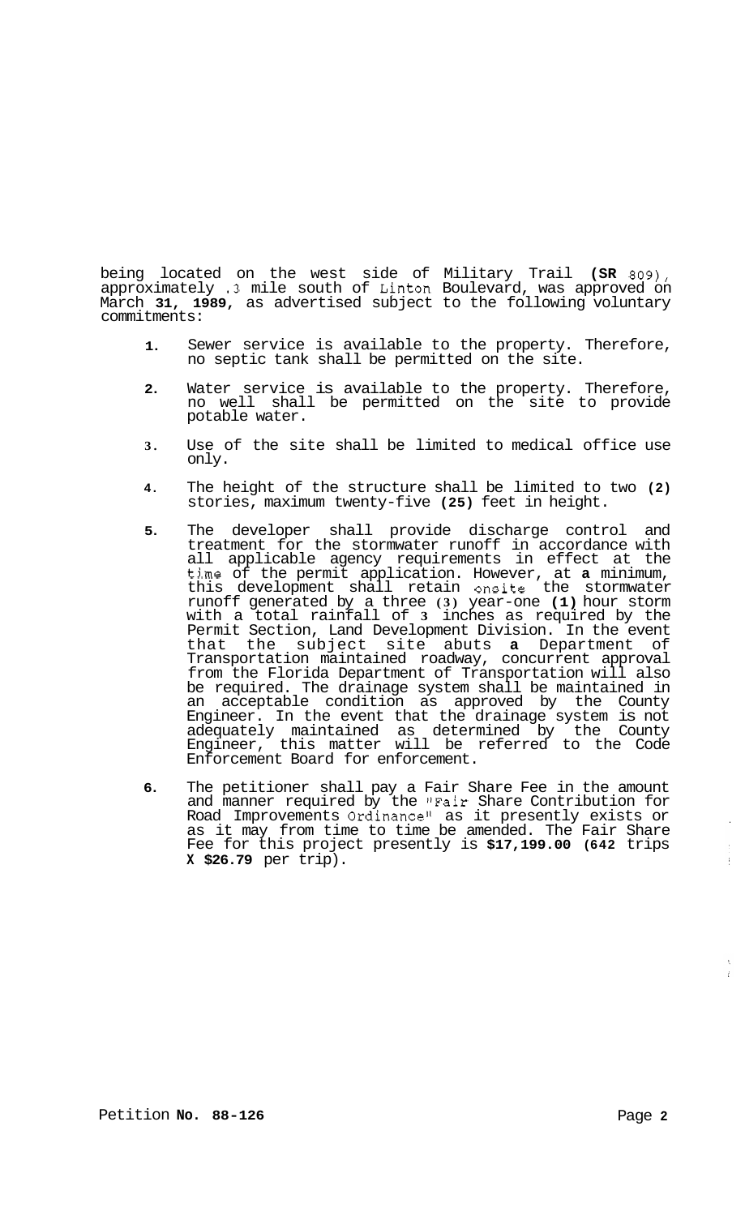being located on the west side of Military Trail **(SR** 809), approximately .3 mile south of Linton Boulevard, was approved on March **31, 1989**, as advertised subject to the following voluntary commitments:

1. Sewer service is available to the property. Therefore, no septic tank shall be permitted on the site.

2. Water service is available to the property. Therefore, no well shall be permitted on the site to provide potable water.

3. Use of the site shall be limited to medical office use only.

4. The height of the structure shall be limited to two **(2)** stories, maximum twenty-five **(25)** feet in height.

5. The developer shall provide discharge control and treatment for the stormwater runoff in accordance with all applicable agency requirements in effect at the time of the permit application. However, at **a** minimum, this development shall retain onsite the stormwater runoff generated by a three **(3)** year-one **(1)** hour storm with a total rainfall of **3** inches as required by the Permit Section, Land Development Division. In the event that the subject site abuts **a** Department of Transportation maintained roadway, concurrent approval from the Florida Department of Transportation will also be required. The drainage system shall be maintained in an acceptable condition as approved by the County Engineer. In the event that the drainage system is not adequately maintained as determined by the County Engineer, this matter will be referred to the Code Enforcement Board for enforcement.

6. The petitioner shall pay a Fair Share Fee in the amount and manner required by the "Fair Share Contribution for Road Improvements Ordinance" as it presently exists or as it may from time to time be amended. The Fair Share Fee for this project presently is **$17,199.00 (642** trips **X $26.79** per trip).

Petition **No. 88-126**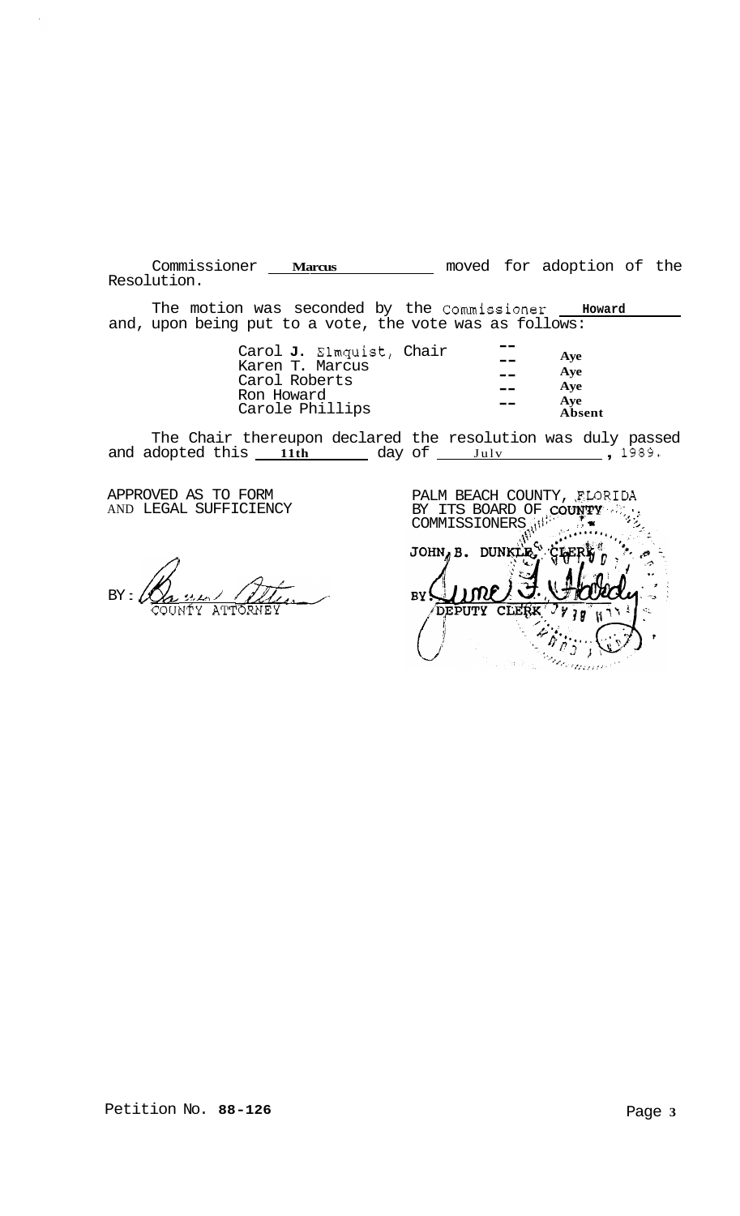Commissioner **Marcus** moved for adoption of the Resolution.

The motion was seconded by the Commissioner **Howard** and, upon being put to a vote, the vote was as follows:

| | | |
|---|---|---|
| Carol J. Elmquist, Chair | -- | Aye |
| Karen T. Marcus | -- | Aye |
| Carol Roberts | -- | Aye |
| Ron Howard | -- | Aye |
| Carole Phillips | -- | Absent |

The Chair thereupon declared the resolution was duly passed and adopted this **11th** day of Julv, 1989.

APPROVED AS TO FORM AND LEGAL SUFFICIENCY

BY: COUNTY ATTORNEY

PALM BEACH COUNTY, FLORIDA BY ITS BOARD OF COUNTY COMMISSIONERS

JOHN B. DUNKLE, CLERK

BY: DEPUTY CLERK

Petition No. **88-126**